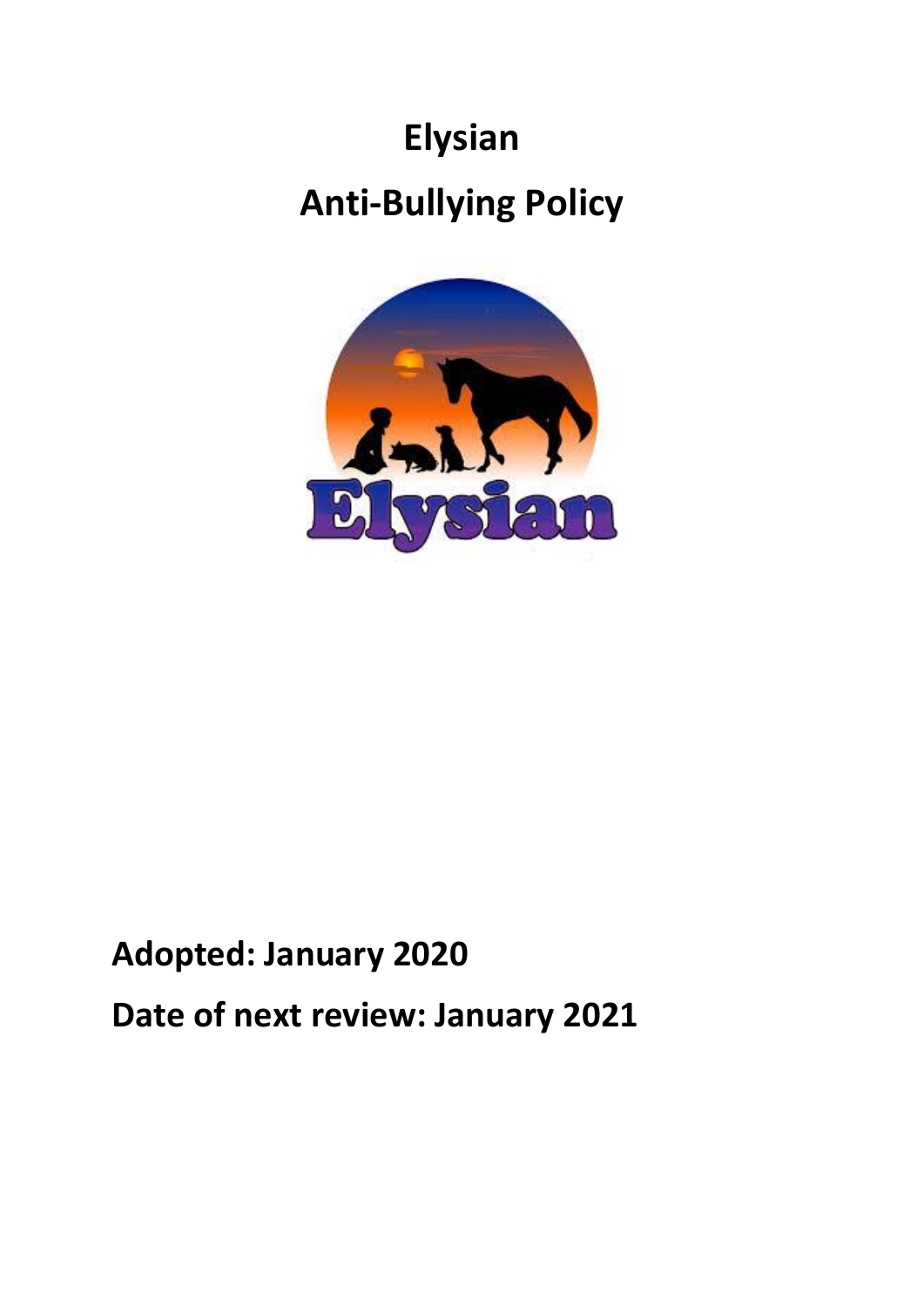# Elysian

# Anti-Bullying Policy

**Adopted: January 2020**

**Date of next review: January 2021**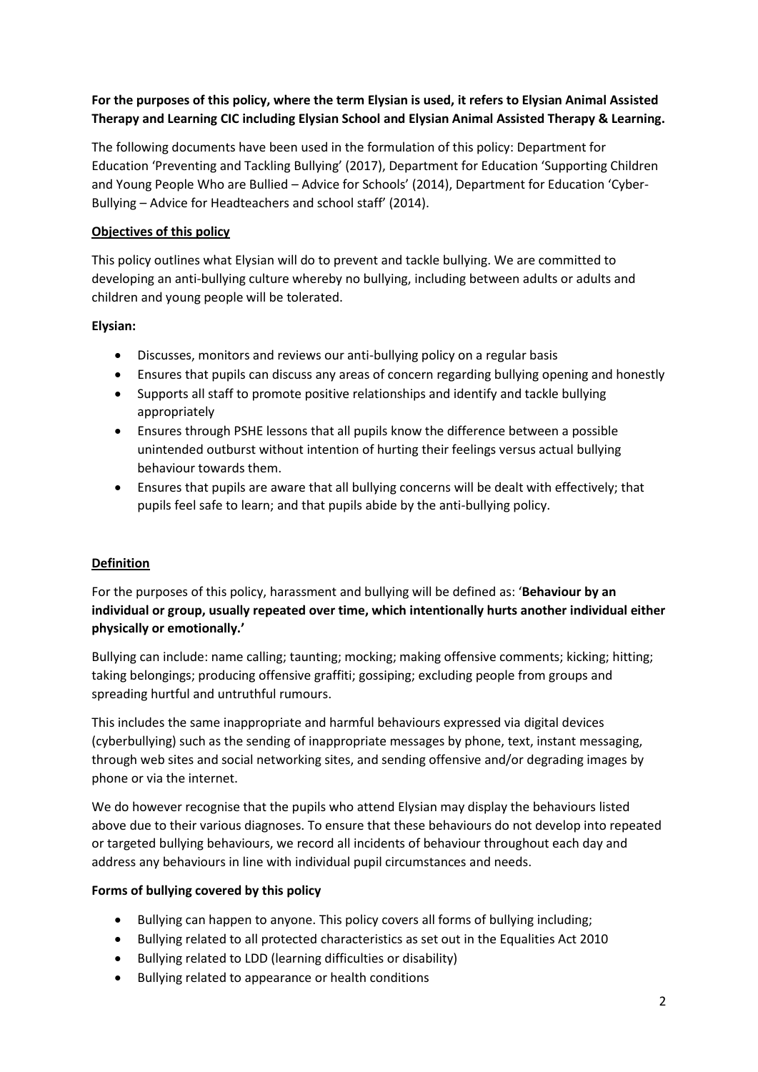**For the purposes of this policy, where the term Elysian is used, it refers to Elysian Animal Assisted Therapy and Learning CIC including Elysian School and Elysian Animal Assisted Therapy & Learning.**

The following documents have been used in the formulation of this policy: Department for Education 'Preventing and Tackling Bullying' (2017), Department for Education 'Supporting Children and Young People Who are Bullied – Advice for Schools' (2014), Department for Education 'Cyber-Bullying – Advice for Headteachers and school staff' (2014).

**Objectives of this policy**

This policy outlines what Elysian will do to prevent and tackle bullying. We are committed to developing an anti-bullying culture whereby no bullying, including between adults or adults and children and young people will be tolerated.

**Elysian:**

- Discusses, monitors and reviews our anti-bullying policy on a regular basis
- Ensures that pupils can discuss any areas of concern regarding bullying opening and honestly
- Supports all staff to promote positive relationships and identify and tackle bullying appropriately
- Ensures through PSHE lessons that all pupils know the difference between a possible unintended outburst without intention of hurting their feelings versus actual bullying behaviour towards them.
- Ensures that pupils are aware that all bullying concerns will be dealt with effectively; that pupils feel safe to learn; and that pupils abide by the anti-bullying policy.

**Definition**

For the purposes of this policy, harassment and bullying will be defined as: '**Behaviour by an individual or group, usually repeated over time, which intentionally hurts another individual either physically or emotionally.'**

Bullying can include: name calling; taunting; mocking; making offensive comments; kicking; hitting; taking belongings; producing offensive graffiti; gossiping; excluding people from groups and spreading hurtful and untruthful rumours.

This includes the same inappropriate and harmful behaviours expressed via digital devices (cyberbullying) such as the sending of inappropriate messages by phone, text, instant messaging, through web sites and social networking sites, and sending offensive and/or degrading images by phone or via the internet.

We do however recognise that the pupils who attend Elysian may display the behaviours listed above due to their various diagnoses. To ensure that these behaviours do not develop into repeated or targeted bullying behaviours, we record all incidents of behaviour throughout each day and address any behaviours in line with individual pupil circumstances and needs.

**Forms of bullying covered by this policy**

- Bullying can happen to anyone. This policy covers all forms of bullying including;
- Bullying related to all protected characteristics as set out in the Equalities Act 2010
- Bullying related to LDD (learning difficulties or disability)
- Bullying related to appearance or health conditions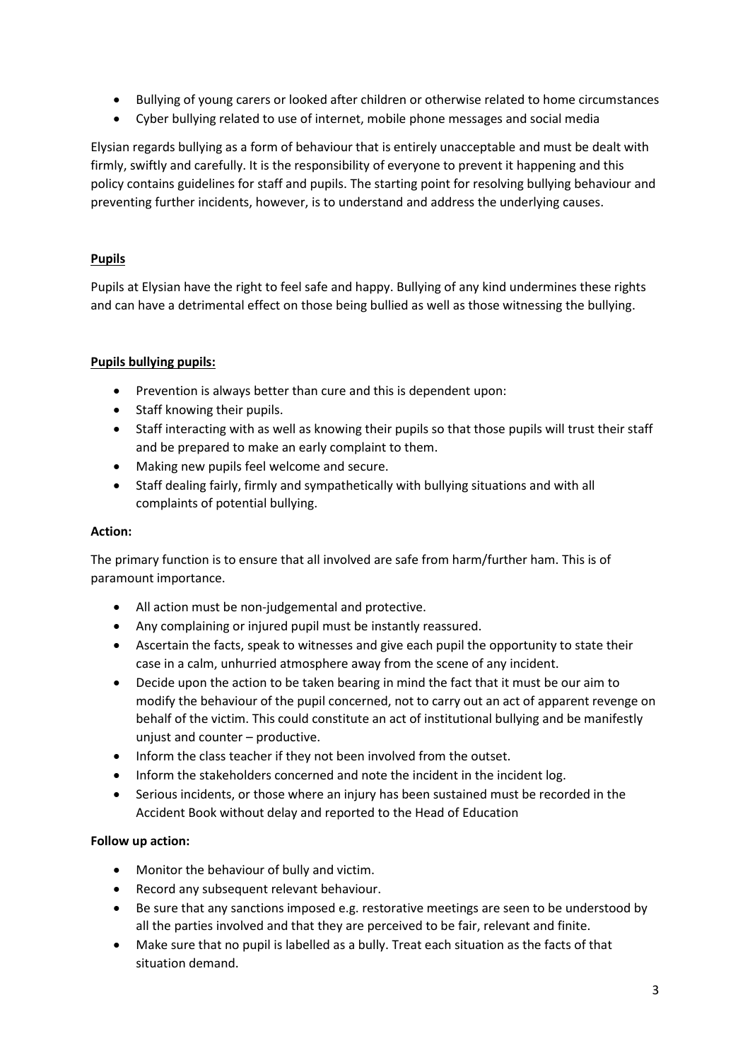- Bullying of young carers or looked after children or otherwise related to home circumstances
- Cyber bullying related to use of internet, mobile phone messages and social media

Elysian regards bullying as a form of behaviour that is entirely unacceptable and must be dealt with firmly, swiftly and carefully. It is the responsibility of everyone to prevent it happening and this policy contains guidelines for staff and pupils. The starting point for resolving bullying behaviour and preventing further incidents, however, is to understand and address the underlying causes.

**Pupils**

Pupils at Elysian have the right to feel safe and happy. Bullying of any kind undermines these rights and can have a detrimental effect on those being bullied as well as those witnessing the bullying.

**Pupils bullying pupils:**

- Prevention is always better than cure and this is dependent upon:
- Staff knowing their pupils.
- Staff interacting with as well as knowing their pupils so that those pupils will trust their staff and be prepared to make an early complaint to them.
- Making new pupils feel welcome and secure.
- Staff dealing fairly, firmly and sympathetically with bullying situations and with all complaints of potential bullying.

**Action:**

The primary function is to ensure that all involved are safe from harm/further ham. This is of paramount importance.

- All action must be non-judgemental and protective.
- Any complaining or injured pupil must be instantly reassured.
- Ascertain the facts, speak to witnesses and give each pupil the opportunity to state their case in a calm, unhurried atmosphere away from the scene of any incident.
- Decide upon the action to be taken bearing in mind the fact that it must be our aim to modify the behaviour of the pupil concerned, not to carry out an act of apparent revenge on behalf of the victim. This could constitute an act of institutional bullying and be manifestly unjust and counter – productive.
- Inform the class teacher if they not been involved from the outset.
- Inform the stakeholders concerned and note the incident in the incident log.
- Serious incidents, or those where an injury has been sustained must be recorded in the Accident Book without delay and reported to the Head of Education

**Follow up action:**

- Monitor the behaviour of bully and victim.
- Record any subsequent relevant behaviour.
- Be sure that any sanctions imposed e.g. restorative meetings are seen to be understood by all the parties involved and that they are perceived to be fair, relevant and finite.
- Make sure that no pupil is labelled as a bully. Treat each situation as the facts of that situation demand.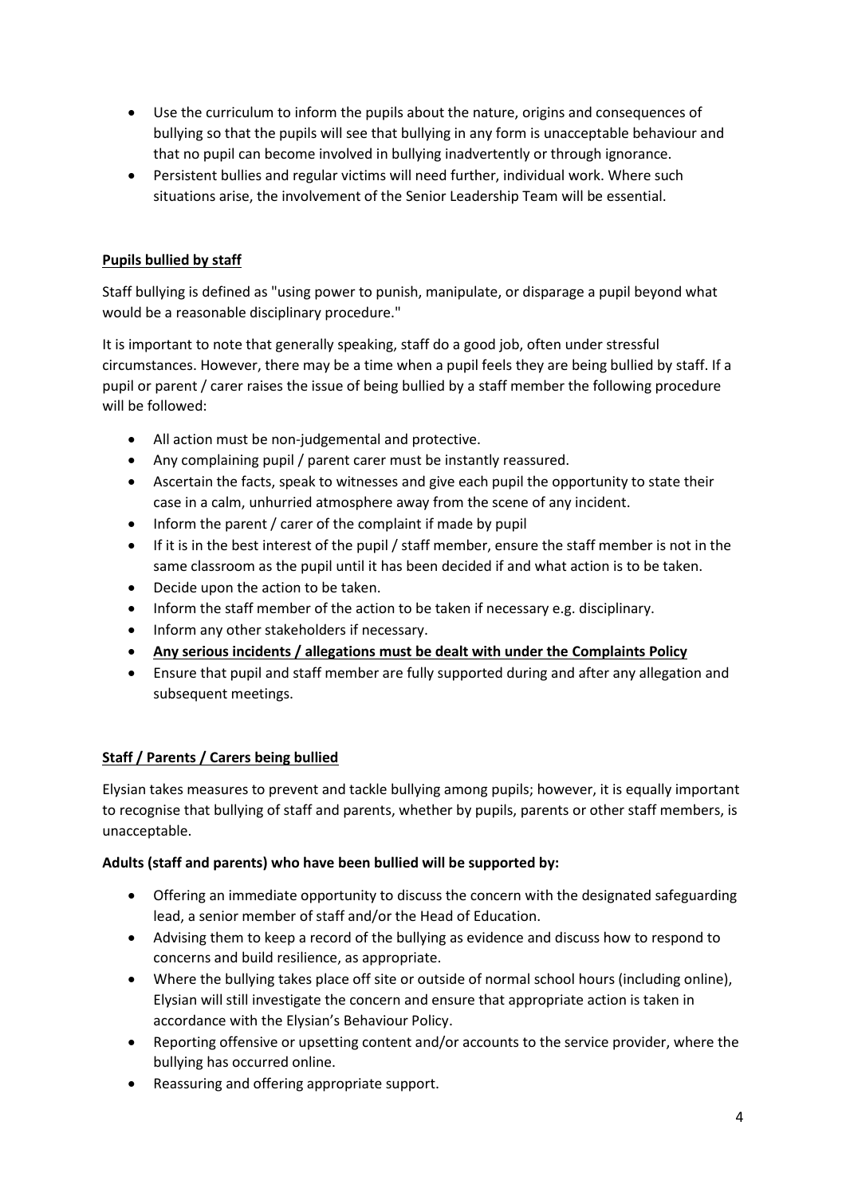- Use the curriculum to inform the pupils about the nature, origins and consequences of bullying so that the pupils will see that bullying in any form is unacceptable behaviour and that no pupil can become involved in bullying inadvertently or through ignorance.
- Persistent bullies and regular victims will need further, individual work. Where such situations arise, the involvement of the Senior Leadership Team will be essential.

**<u>Pupils bullied by staff</u>**

Staff bullying is defined as "using power to punish, manipulate, or disparage a pupil beyond what would be a reasonable disciplinary procedure."

It is important to note that generally speaking, staff do a good job, often under stressful circumstances. However, there may be a time when a pupil feels they are being bullied by staff. If a pupil or parent / carer raises the issue of being bullied by a staff member the following procedure will be followed:

- All action must be non-judgemental and protective.
- Any complaining pupil / parent carer must be instantly reassured.
- Ascertain the facts, speak to witnesses and give each pupil the opportunity to state their case in a calm, unhurried atmosphere away from the scene of any incident.
- Inform the parent / carer of the complaint if made by pupil
- If it is in the best interest of the pupil / staff member, ensure the staff member is not in the same classroom as the pupil until it has been decided if and what action is to be taken.
- Decide upon the action to be taken.
- Inform the staff member of the action to be taken if necessary e.g. disciplinary.
- Inform any other stakeholders if necessary.
- **<u>Any serious incidents / allegations must be dealt with under the Complaints Policy</u>**
- Ensure that pupil and staff member are fully supported during and after any allegation and subsequent meetings.

**<u>Staff / Parents / Carers being bullied</u>**

Elysian takes measures to prevent and tackle bullying among pupils; however, it is equally important to recognise that bullying of staff and parents, whether by pupils, parents or other staff members, is unacceptable.

**Adults (staff and parents) who have been bullied will be supported by:**

- Offering an immediate opportunity to discuss the concern with the designated safeguarding lead, a senior member of staff and/or the Head of Education.
- Advising them to keep a record of the bullying as evidence and discuss how to respond to concerns and build resilience, as appropriate.
- Where the bullying takes place off site or outside of normal school hours (including online), Elysian will still investigate the concern and ensure that appropriate action is taken in accordance with the Elysian's Behaviour Policy.
- Reporting offensive or upsetting content and/or accounts to the service provider, where the bullying has occurred online.
- Reassuring and offering appropriate support.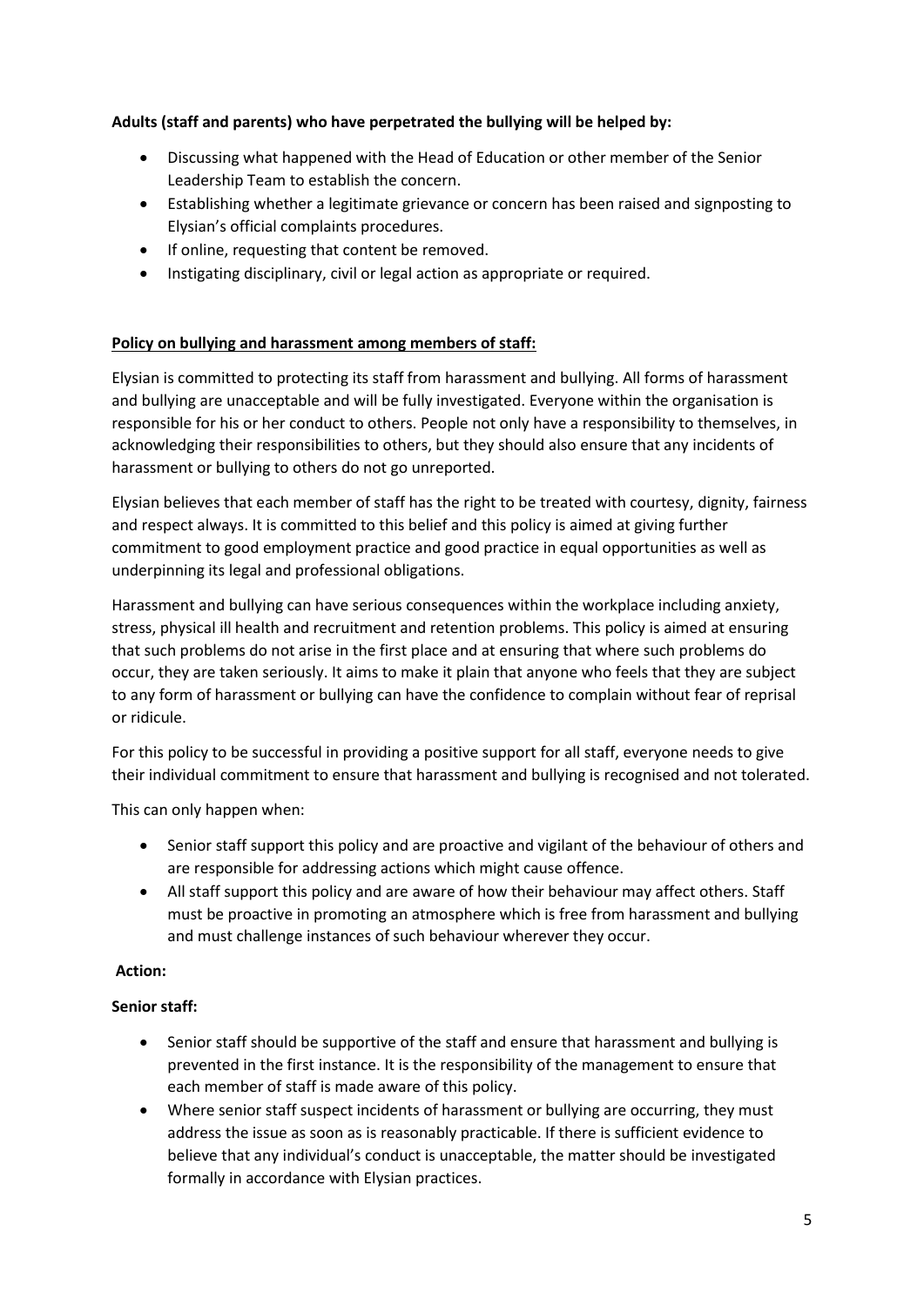**Adults (staff and parents) who have perpetrated the bullying will be helped by:**

- Discussing what happened with the Head of Education or other member of the Senior Leadership Team to establish the concern.
- Establishing whether a legitimate grievance or concern has been raised and signposting to Elysian's official complaints procedures.
- If online, requesting that content be removed.
- Instigating disciplinary, civil or legal action as appropriate or required.

**Policy on bullying and harassment among members of staff:**

Elysian is committed to protecting its staff from harassment and bullying. All forms of harassment and bullying are unacceptable and will be fully investigated. Everyone within the organisation is responsible for his or her conduct to others. People not only have a responsibility to themselves, in acknowledging their responsibilities to others, but they should also ensure that any incidents of harassment or bullying to others do not go unreported.

Elysian believes that each member of staff has the right to be treated with courtesy, dignity, fairness and respect always. It is committed to this belief and this policy is aimed at giving further commitment to good employment practice and good practice in equal opportunities as well as underpinning its legal and professional obligations.

Harassment and bullying can have serious consequences within the workplace including anxiety, stress, physical ill health and recruitment and retention problems. This policy is aimed at ensuring that such problems do not arise in the first place and at ensuring that where such problems do occur, they are taken seriously. It aims to make it plain that anyone who feels that they are subject to any form of harassment or bullying can have the confidence to complain without fear of reprisal or ridicule.

For this policy to be successful in providing a positive support for all staff, everyone needs to give their individual commitment to ensure that harassment and bullying is recognised and not tolerated.

This can only happen when:

- Senior staff support this policy and are proactive and vigilant of the behaviour of others and are responsible for addressing actions which might cause offence.
- All staff support this policy and are aware of how their behaviour may affect others. Staff must be proactive in promoting an atmosphere which is free from harassment and bullying and must challenge instances of such behaviour wherever they occur.

**Action:**

**Senior staff:**

- Senior staff should be supportive of the staff and ensure that harassment and bullying is prevented in the first instance. It is the responsibility of the management to ensure that each member of staff is made aware of this policy.
- Where senior staff suspect incidents of harassment or bullying are occurring, they must address the issue as soon as is reasonably practicable. If there is sufficient evidence to believe that any individual's conduct is unacceptable, the matter should be investigated formally in accordance with Elysian practices.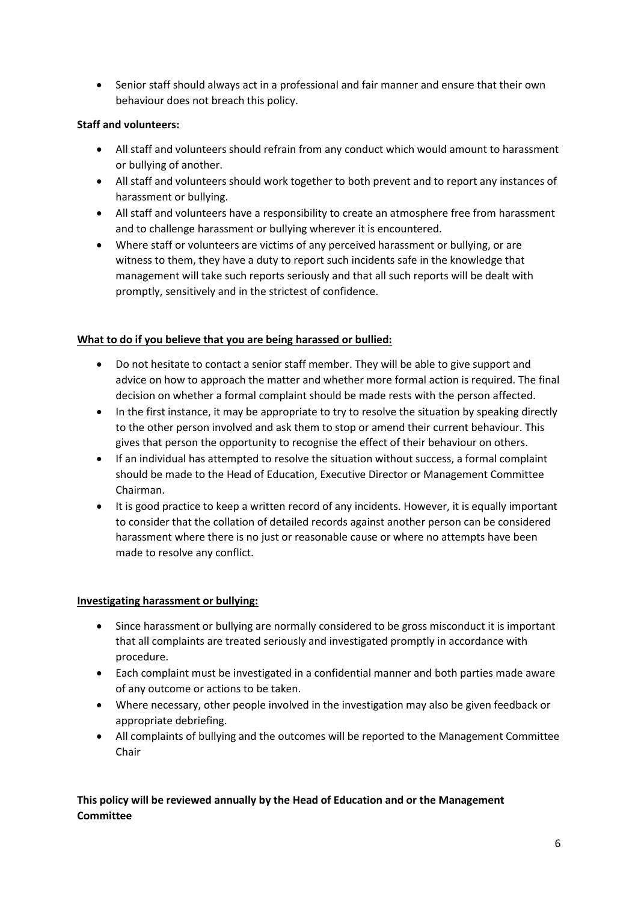- Senior staff should always act in a professional and fair manner and ensure that their own behaviour does not breach this policy.

**Staff and volunteers:**

- All staff and volunteers should refrain from any conduct which would amount to harassment or bullying of another.
- All staff and volunteers should work together to both prevent and to report any instances of harassment or bullying.
- All staff and volunteers have a responsibility to create an atmosphere free from harassment and to challenge harassment or bullying wherever it is encountered.
- Where staff or volunteers are victims of any perceived harassment or bullying, or are witness to them, they have a duty to report such incidents safe in the knowledge that management will take such reports seriously and that all such reports will be dealt with promptly, sensitively and in the strictest of confidence.

**What to do if you believe that you are being harassed or bullied:**

- Do not hesitate to contact a senior staff member. They will be able to give support and advice on how to approach the matter and whether more formal action is required. The final decision on whether a formal complaint should be made rests with the person affected.
- In the first instance, it may be appropriate to try to resolve the situation by speaking directly to the other person involved and ask them to stop or amend their current behaviour. This gives that person the opportunity to recognise the effect of their behaviour on others.
- If an individual has attempted to resolve the situation without success, a formal complaint should be made to the Head of Education, Executive Director or Management Committee Chairman.
- It is good practice to keep a written record of any incidents. However, it is equally important to consider that the collation of detailed records against another person can be considered harassment where there is no just or reasonable cause or where no attempts have been made to resolve any conflict.

**Investigating harassment or bullying:**

- Since harassment or bullying are normally considered to be gross misconduct it is important that all complaints are treated seriously and investigated promptly in accordance with procedure.
- Each complaint must be investigated in a confidential manner and both parties made aware of any outcome or actions to be taken.
- Where necessary, other people involved in the investigation may also be given feedback or appropriate debriefing.
- All complaints of bullying and the outcomes will be reported to the Management Committee Chair

**This policy will be reviewed annually by the Head of Education and or the Management Committee**